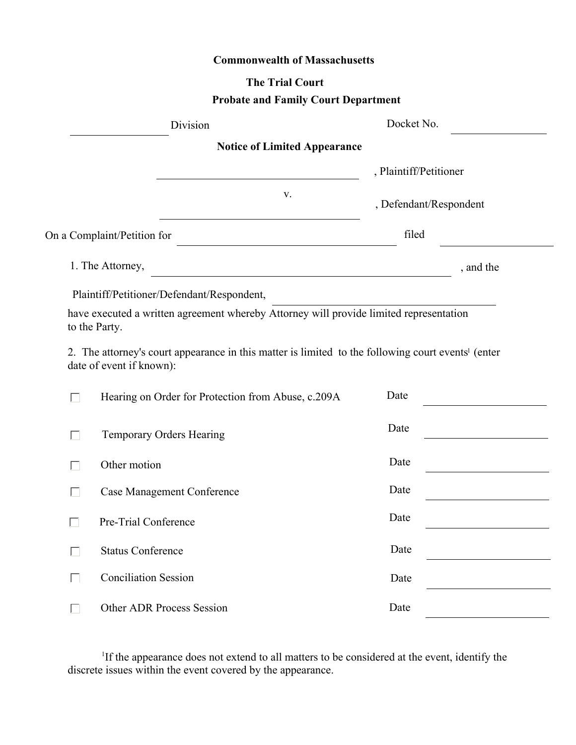**Commonwealth of Massachusetts**

**The Trial Court**

**Probate and Family Court Department**

\_\_\_\_\_\_\_\_\_\_\_\_\_\_\_\_ Division          Docket No. \_\_\_\_\_\_\_\_\_\_\_\_\_\_\_\_

**Notice of Limited Appearance**

\_\_\_\_\_\_\_\_\_\_\_\_\_\_\_\_\_\_\_\_\_\_\_\_\_\_\_\_\_\_\_\_\_\_\_\_, Plaintiff/Petitioner

v.

\_\_\_\_\_\_\_\_\_\_\_\_\_\_\_\_\_\_\_\_\_\_\_\_\_\_\_\_\_\_\_\_\_\_\_\_, Defendant/Respondent

On a Complaint/Petition for \_\_\_\_\_\_\_\_\_\_\_\_\_\_\_\_\_\_\_\_\_\_\_\_\_\_\_\_\_\_\_\_\_\_\_\_ filed \_\_\_\_\_\_\_\_\_\_\_\_\_\_\_\_

1. The Attorney, \_\_\_\_\_\_\_\_\_\_\_\_\_\_\_\_\_\_\_\_\_\_\_\_\_\_\_\_\_\_\_\_\_\_\_\_\_\_\_\_\_\_\_\_\_\_\_\_, and the

Plaintiff/Petitioner/Defendant/Respondent, \_\_\_\_\_\_\_\_\_\_\_\_\_\_\_\_\_\_\_\_\_\_\_\_\_\_\_\_\_\_\_\_\_\_\_\_

have executed a written agreement whereby Attorney will provide limited representation to the Party.

2. The attorney's court appearance in this matter is limited to the following court events[1] (enter date of event if known):

- ☐ Hearing on Order for Protection from Abuse, c.209A          Date \_\_\_\_\_\_\_\_\_\_\_\_\_\_\_\_
- ☐ Temporary Orders Hearing          Date \_\_\_\_\_\_\_\_\_\_\_\_\_\_\_\_
- ☐ Other motion          Date \_\_\_\_\_\_\_\_\_\_\_\_\_\_\_\_
- ☐ Case Management Conference          Date \_\_\_\_\_\_\_\_\_\_\_\_\_\_\_\_
- ☐ Pre-Trial Conference          Date \_\_\_\_\_\_\_\_\_\_\_\_\_\_\_\_
- ☐ Status Conference          Date \_\_\_\_\_\_\_\_\_\_\_\_\_\_\_\_
- ☐ Conciliation Session          Date \_\_\_\_\_\_\_\_\_\_\_\_\_\_\_\_
- ☐ Other ADR Process Session          Date \_\_\_\_\_\_\_\_\_\_\_\_\_\_\_\_

[1]If the appearance does not extend to all matters to be considered at the event, identify the discrete issues within the event covered by the appearance.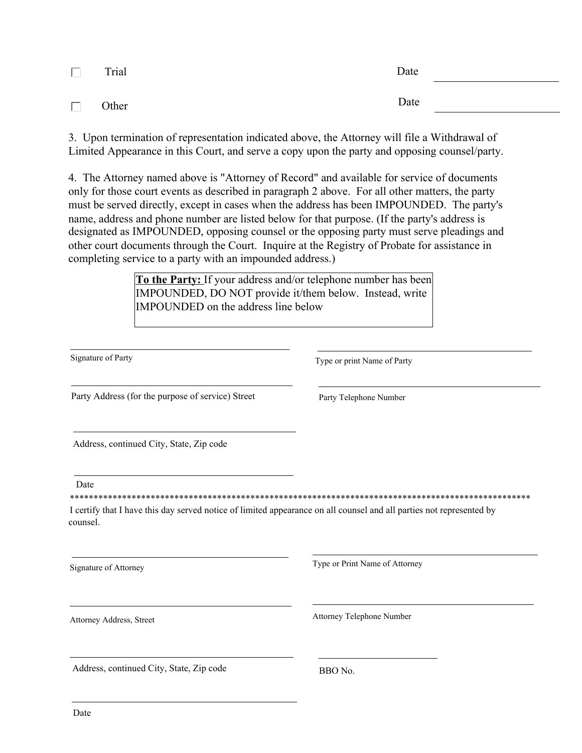☐ Trial Date ____________________

☐ Other Date ____________________

3. Upon termination of representation indicated above, the Attorney will file a Withdrawal of Limited Appearance in this Court, and serve a copy upon the party and opposing counsel/party.

4. The Attorney named above is "Attorney of Record" and available for service of documents only for those court events as described in paragraph 2 above. For all other matters, the party must be served directly, except in cases when the address has been IMPOUNDED. The party's name, address and phone number are listed below for that purpose. (If the party's address is designated as IMPOUNDED, opposing counsel or the opposing party must serve pleadings and other court documents through the Court. Inquire at the Registry of Probate for assistance in completing service to a party with an impounded address.)

> **To the Party:** If your address and/or telephone number has been IMPOUNDED, DO NOT provide it/them below. Instead, write IMPOUNDED on the address line below

____________________________________
Signature of Party

____________________________________
Type or print Name of Party

____________________________________
Party Address (for the purpose of service) Street

____________________________________
Party Telephone Number

____________________________________
Address, continued City, State, Zip code

____________________________________
Date

****************************************************************************************************

I certify that I have this day served notice of limited appearance on all counsel and all parties not represented by counsel.

____________________________________
Signature of Attorney

____________________________________
Type or Print Name of Attorney

____________________________________
Attorney Address, Street

____________________________________
Attorney Telephone Number

____________________________________
Address, continued City, State, Zip code

____________________________________
BBO No.

____________________________________
Date